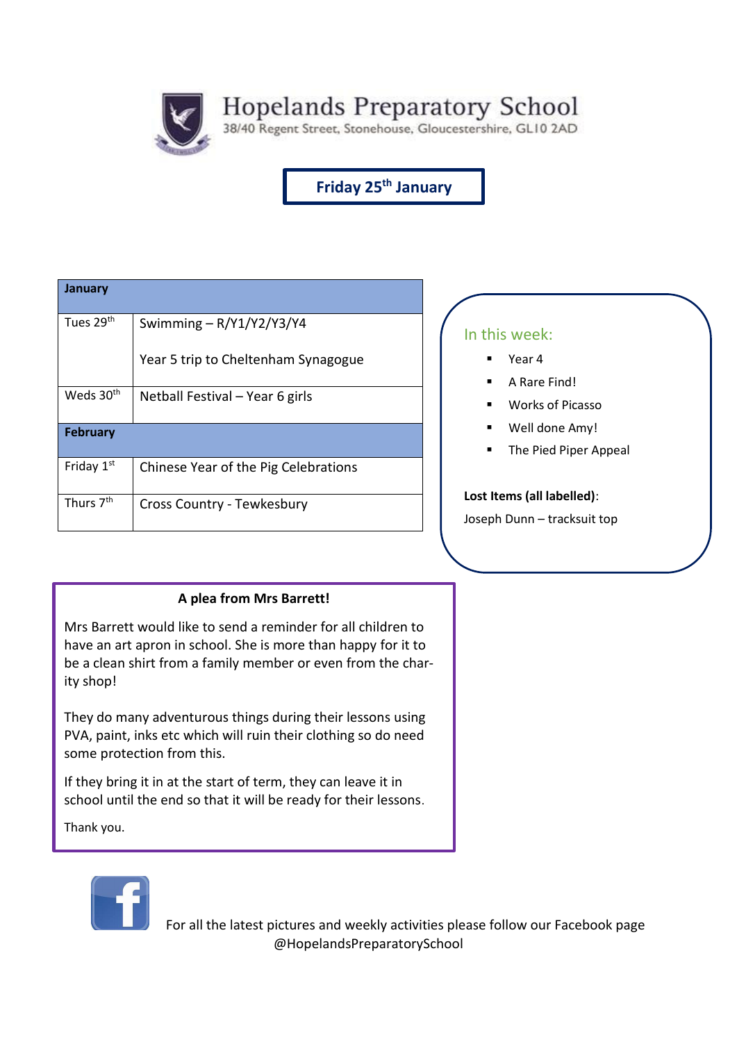# Hopelands Preparatory School

38/40 Regent Street, Stonehouse, Gloucestershire, GL10 2AD

## Friday 25th January

| January | |
|---|---|
| Tues 29th | Swimming – R/Y1/Y2/Y3/Y4<br><br>Year 5 trip to Cheltenham Synagogue |
| Weds 30th | Netball Festival – Year 6 girls |
| **February** | |
| Friday 1st | Chinese Year of the Pig Celebrations |
| Thurs 7th | Cross Country - Tewkesbury |

### In this week:

- Year 4
- A Rare Find!
- Works of Picasso
- Well done Amy!
- The Pied Piper Appeal

**Lost Items (all labelled)**:

Joseph Dunn – tracksuit top

### A plea from Mrs Barrett!

Mrs Barrett would like to send a reminder for all children to have an art apron in school. She is more than happy for it to be a clean shirt from a family member or even from the charity shop!

They do many adventurous things during their lessons using PVA, paint, inks etc which will ruin their clothing so do need some protection from this.

If they bring it in at the start of term, they can leave it in school until the end so that it will be ready for their lessons.

Thank you.

For all the latest pictures and weekly activities please follow our Facebook page @HopelandsPreparatorySchool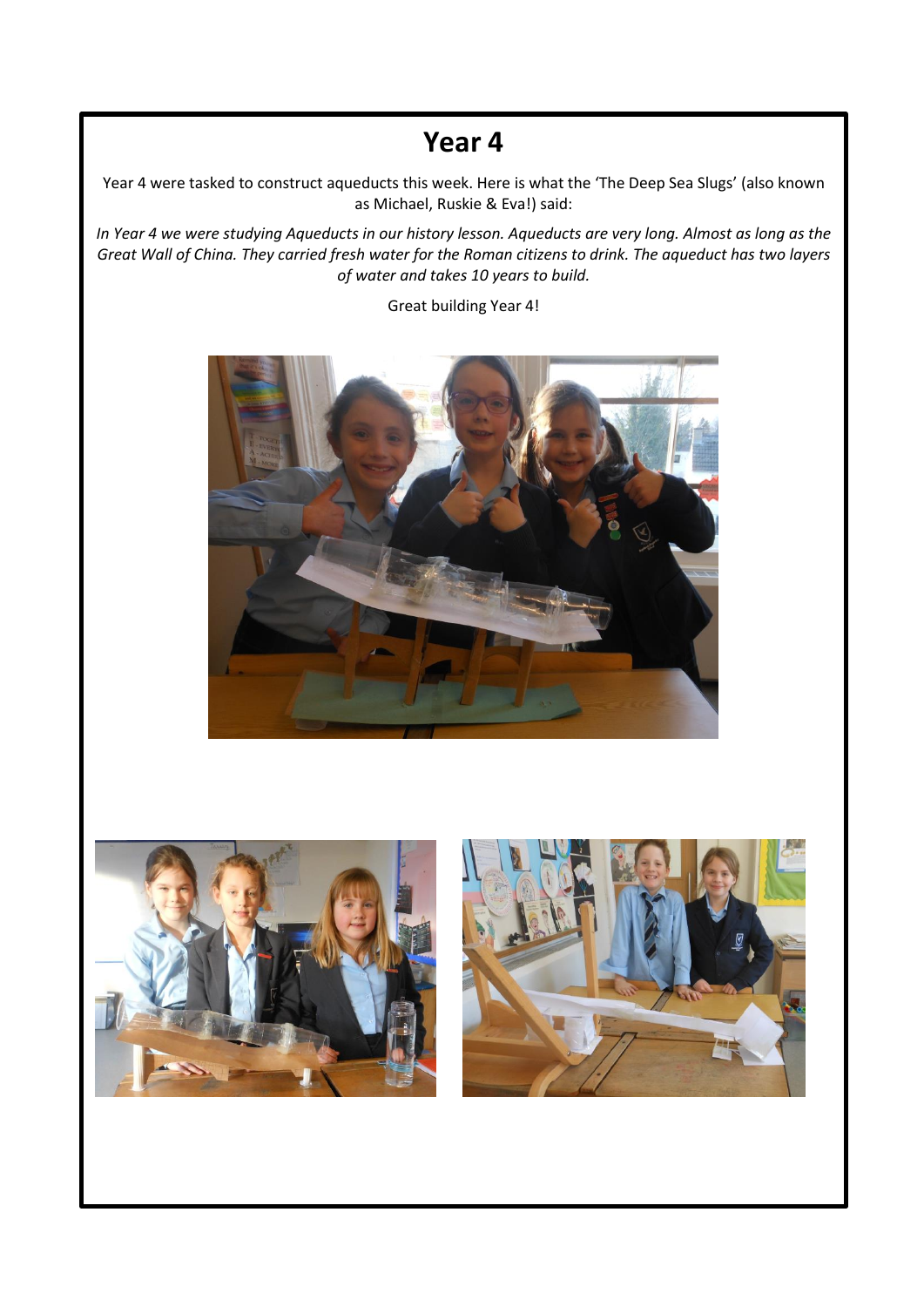# Year 4

Year 4 were tasked to construct aqueducts this week. Here is what the 'The Deep Sea Slugs' (also known as Michael, Ruskie & Eva!) said:

*In Year 4 we were studying Aqueducts in our history lesson. Aqueducts are very long. Almost as long as the Great Wall of China. They carried fresh water for the Roman citizens to drink. The aqueduct has two layers of water and takes 10 years to build.*

Great building Year 4!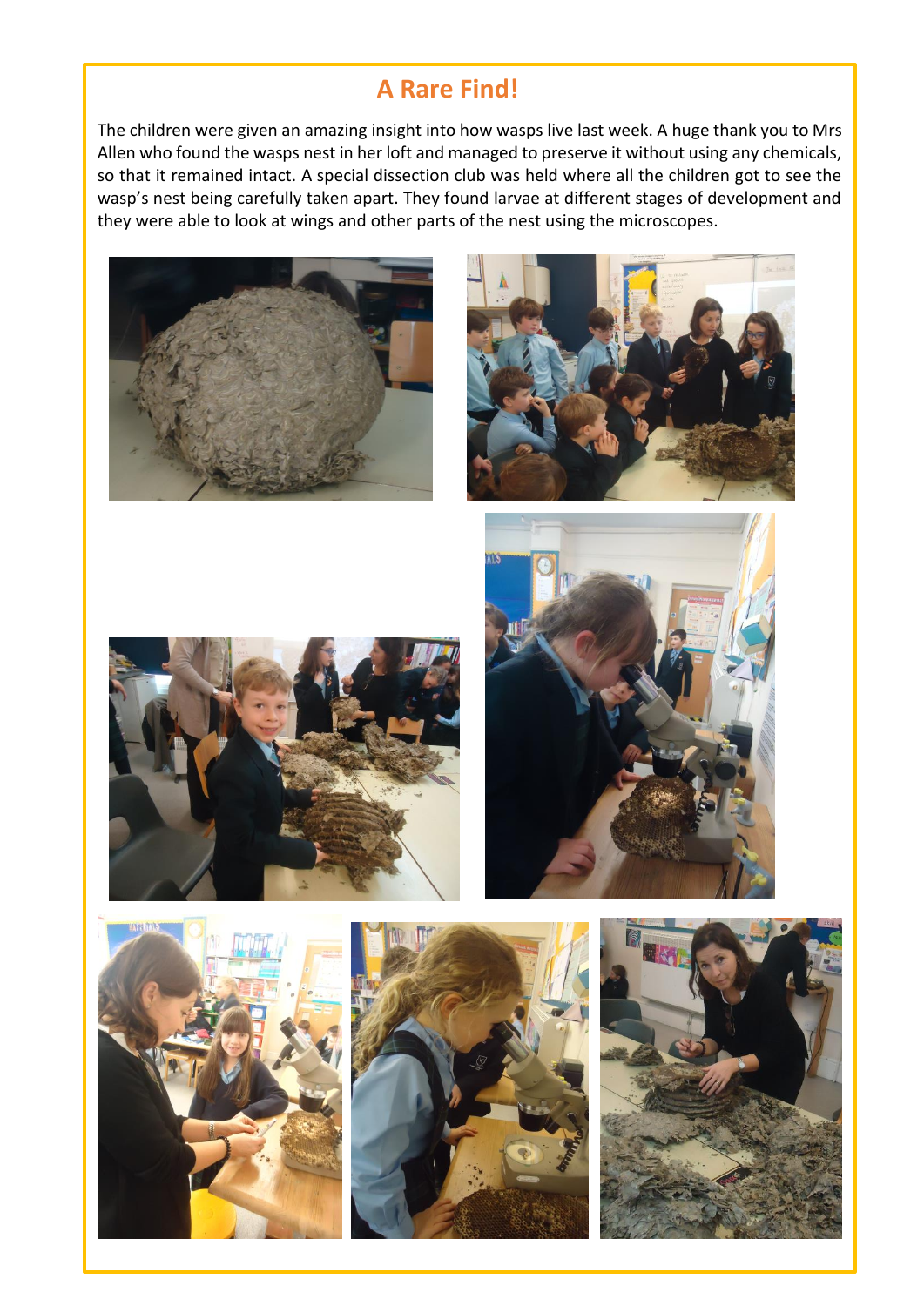## A Rare Find!

The children were given an amazing insight into how wasps live last week. A huge thank you to Mrs Allen who found the wasps nest in her loft and managed to preserve it without using any chemicals, so that it remained intact. A special dissection club was held where all the children got to see the wasp's nest being carefully taken apart. They found larvae at different stages of development and they were able to look at wings and other parts of the nest using the microscopes.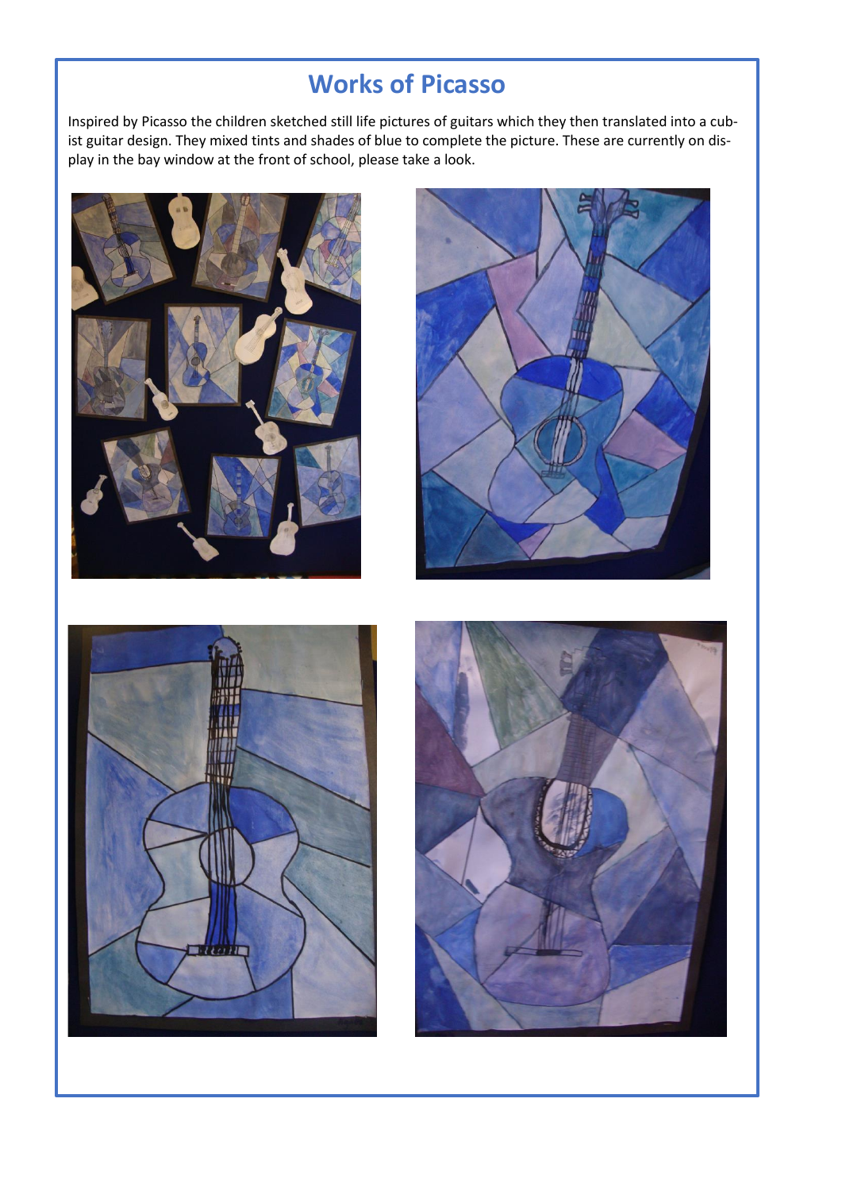# Works of Picasso

Inspired by Picasso the children sketched still life pictures of guitars which they then translated into a cubist guitar design. They mixed tints and shades of blue to complete the picture. These are currently on display in the bay window at the front of school, please take a look.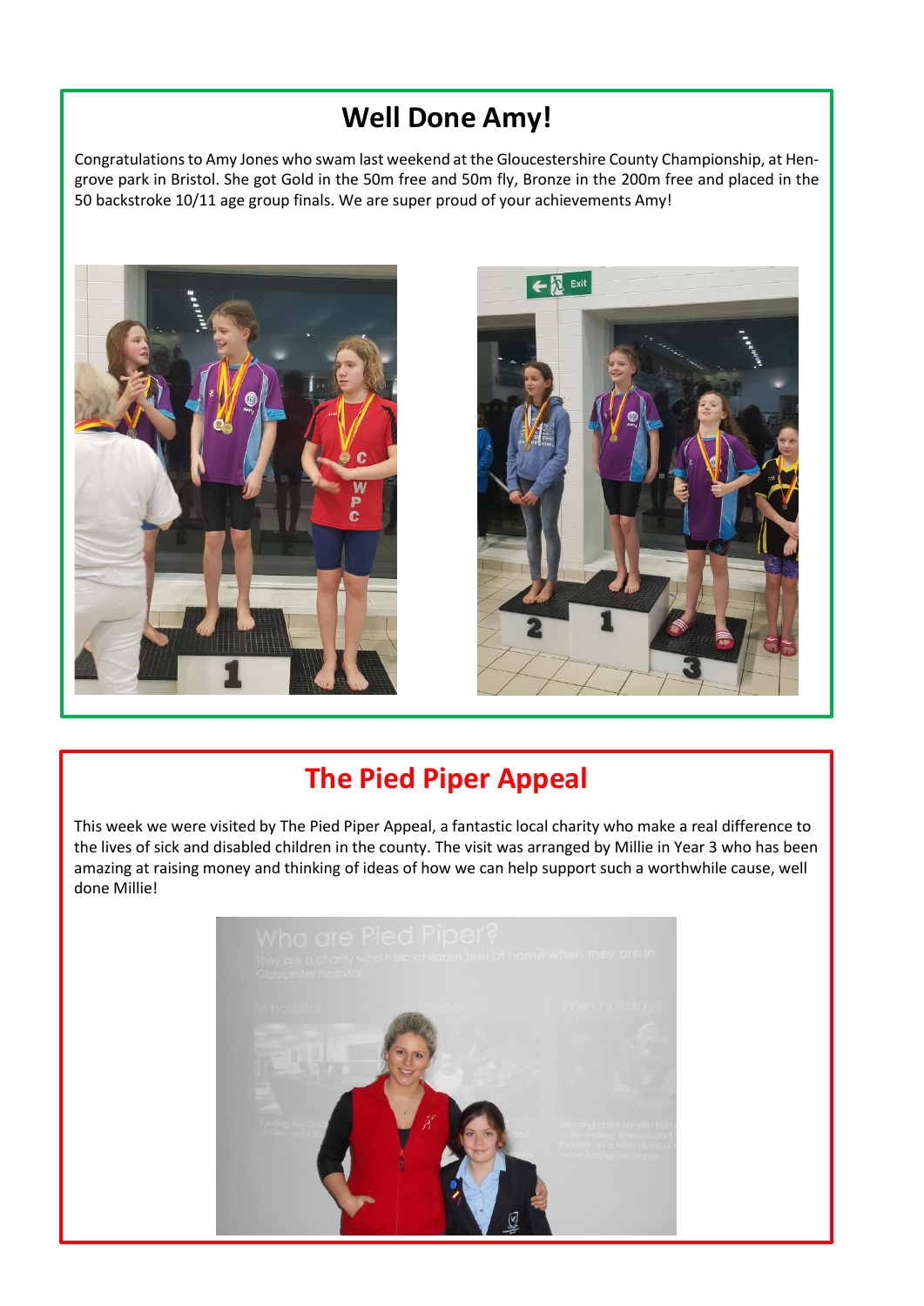## Well Done Amy!

Congratulations to Amy Jones who swam last weekend at the Gloucestershire County Championship, at Hengrove park in Bristol. She got Gold in the 50m free and 50m fly, Bronze in the 200m free and placed in the 50 backstroke 10/11 age group finals. We are super proud of your achievements Amy!

## The Pied Piper Appeal

This week we were visited by The Pied Piper Appeal, a fantastic local charity who make a real difference to the lives of sick and disabled children in the county. The visit was arranged by Millie in Year 3 who has been amazing at raising money and thinking of ideas of how we can help support such a worthwhile cause, well done Millie!